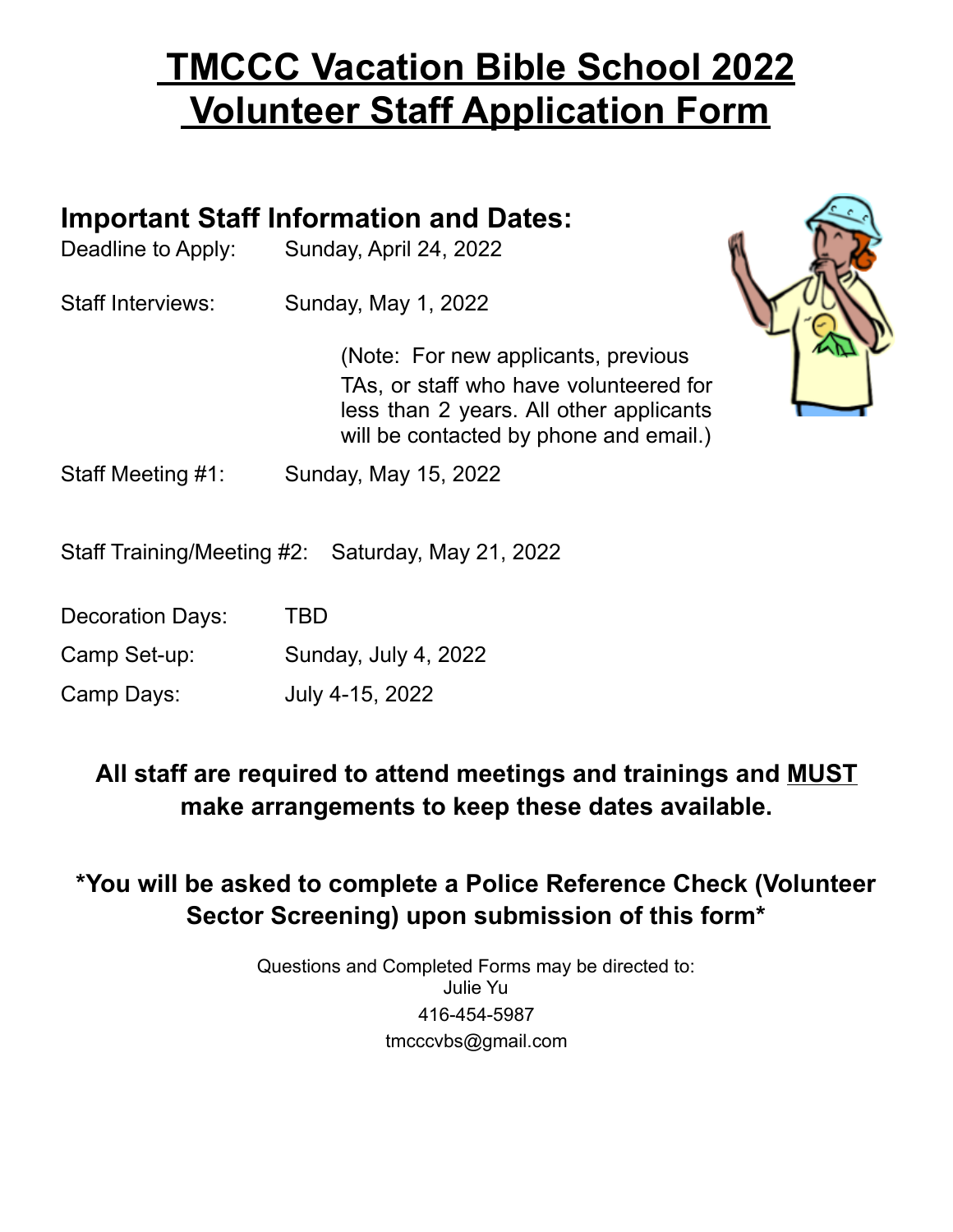# TMCCC Vacation Bible School 2022 Volunteer Staff Application Form

## Important Staff Information and Dates:

Deadline to Apply: Sunday, April 24, 2022

Staff Interviews: Sunday, May 1, 2022

(Note: For new applicants, previous TAs, or staff who have volunteered for less than 2 years. All other applicants will be contacted by phone and email.)

Staff Meeting #1: Sunday, May 15, 2022

Staff Training/Meeting #2: Saturday, May 21, 2022

Decoration Days: TBD

Camp Set-up: Sunday, July 4, 2022

Camp Days: July 4-15, 2022

**All staff are required to attend meetings and trainings and MUST make arrangements to keep these dates available.**

**\*You will be asked to complete a Police Reference Check (Volunteer Sector Screening) upon submission of this form\***

Questions and Completed Forms may be directed to:
Julie Yu
416-454-5987
tmcccvbs@gmail.com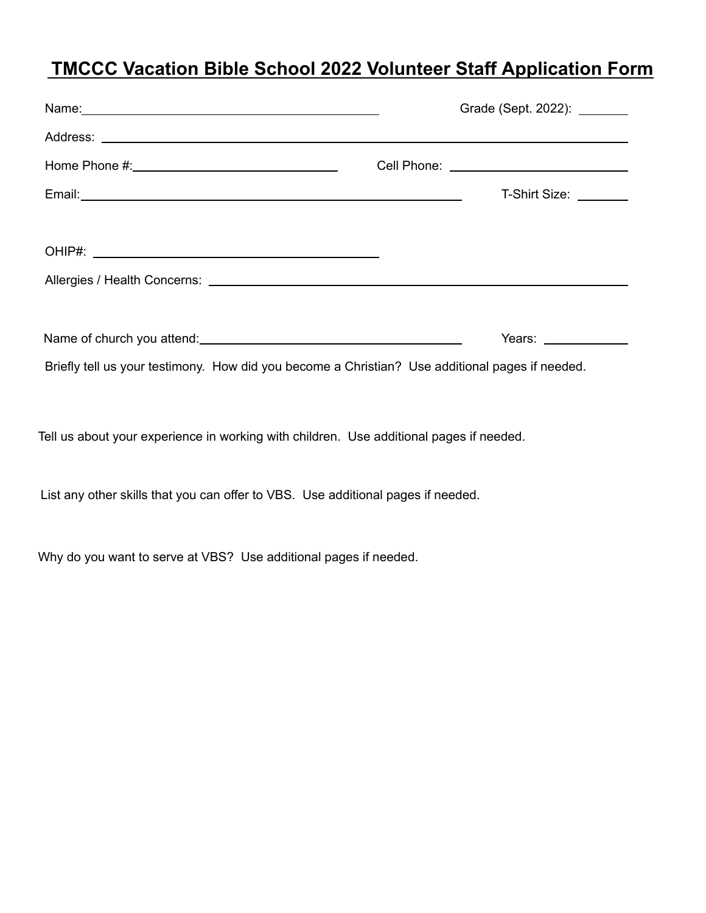# TMCCC Vacation Bible School 2022 Volunteer Staff Application Form

Name: ______________________________ Grade (Sept. 2022): ________

Address: ______________________________

Home Phone #: ______________________________ Cell Phone: ______________________________

Email: ______________________________ T-Shirt Size: ________

OHIP#: ______________________________

Allergies / Health Concerns: ______________________________

Name of church you attend: ______________________________ Years: ________

Briefly tell us your testimony. How did you become a Christian? Use additional pages if needed.

Tell us about your experience in working with children. Use additional pages if needed.

List any other skills that you can offer to VBS. Use additional pages if needed.

Why do you want to serve at VBS? Use additional pages if needed.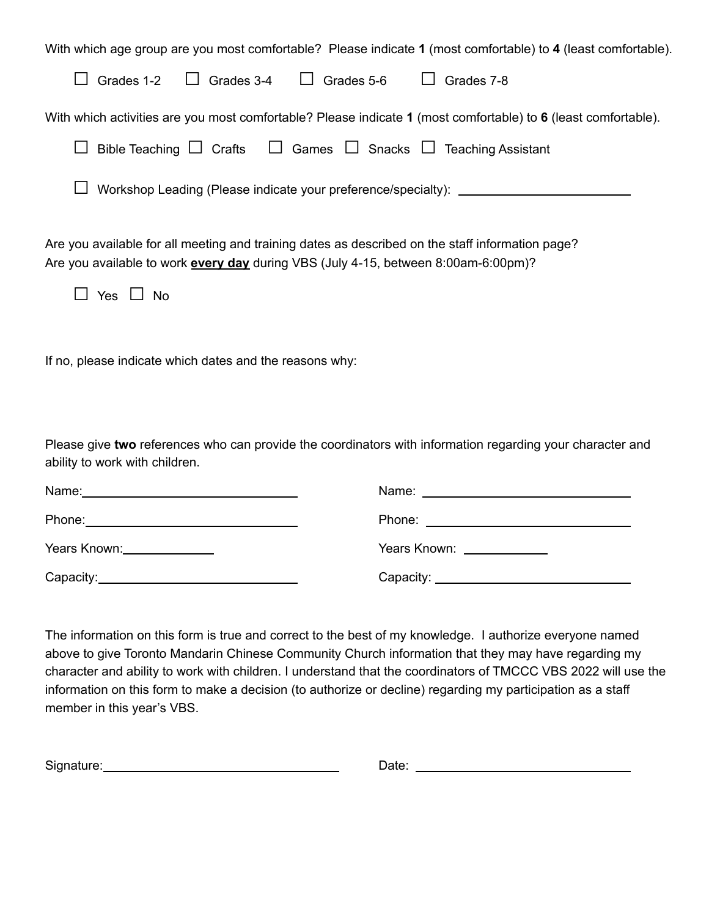With which age group are you most comfortable? Please indicate **1** (most comfortable) to **4** (least comfortable).

☐ Grades 1-2 ☐ Grades 3-4 ☐ Grades 5-6 ☐ Grades 7-8

With which activities are you most comfortable? Please indicate **1** (most comfortable) to **6** (least comfortable).

☐ Bible Teaching ☐ Crafts ☐ Games ☐ Snacks ☐ Teaching Assistant

☐ Workshop Leading (Please indicate your preference/specialty): ________________________

Are you available for all meeting and training dates as described on the staff information page?
Are you available to work **<u>every day</u>** during VBS (July 4-15, between 8:00am-6:00pm)?

☐ Yes ☐ No

If no, please indicate which dates and the reasons why:

Please give **two** references who can provide the coordinators with information regarding your character and ability to work with children.

| | |
|---|---|
| Name: ____________________________ | Name: ____________________________ |
| Phone: ____________________________ | Phone: ____________________________ |
| Years Known: ____________ | Years Known: ____________ |
| Capacity: ____________________________ | Capacity: ____________________________ |

The information on this form is true and correct to the best of my knowledge. I authorize everyone named above to give Toronto Mandarin Chinese Community Church information that they may have regarding my character and ability to work with children. I understand that the coordinators of TMCCC VBS 2022 will use the information on this form to make a decision (to authorize or decline) regarding my participation as a staff member in this year's VBS.

Signature: ________________________________ Date: ____________________________